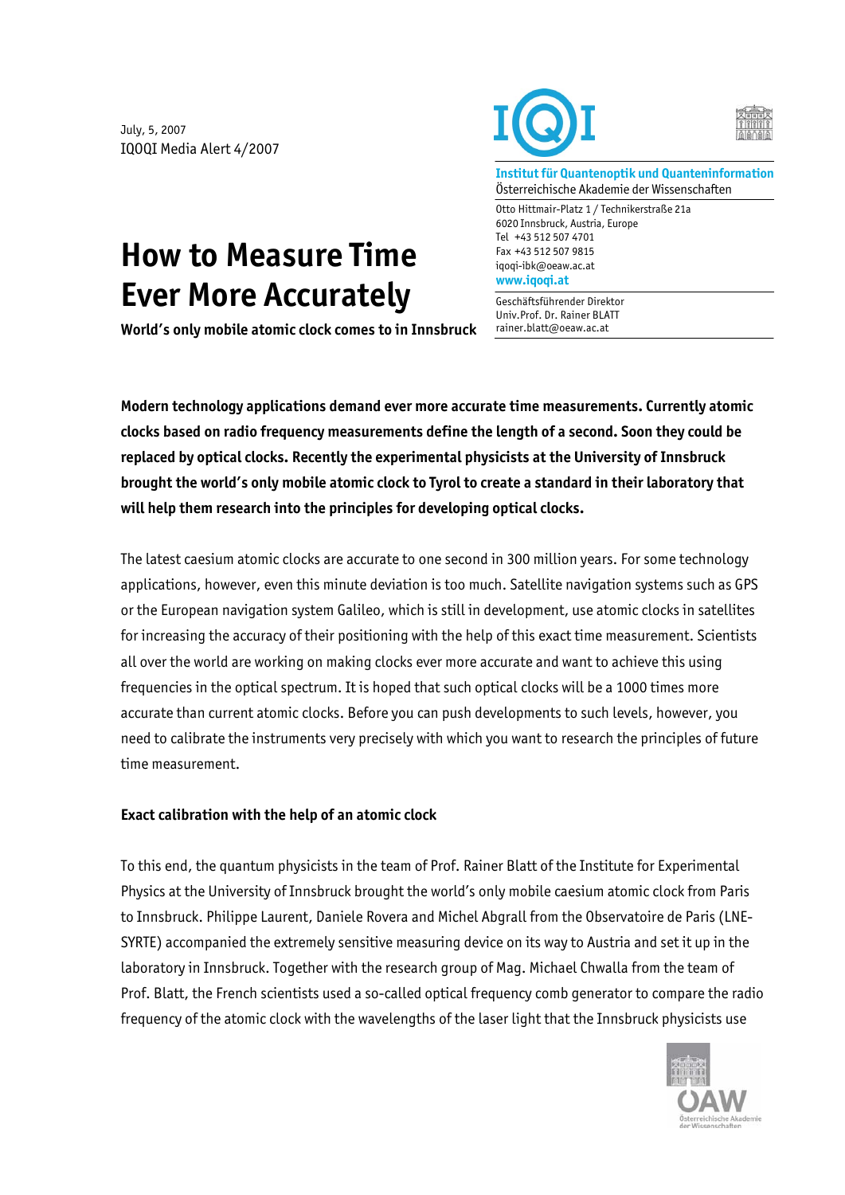July, 5, 2007
IQOQI Media Alert 4/2007

**Institut für Quantenoptik und Quanteninformation**
Österreichische Akademie der Wissenschaften

Otto Hittmair-Platz 1 / Technikerstraße 21a
6020 Innsbruck, Austria, Europe
Tel +43 512 507 4701
Fax +43 512 507 9815
iqoqi-ibk@oeaw.ac.at
**www.iqoqi.at**

Geschäftsführender Direktor
Univ.Prof. Dr. Rainer BLATT
rainer.blatt@oeaw.ac.at

# How to Measure Time Ever More Accurately

**World's only mobile atomic clock comes to in Innsbruck**

**Modern technology applications demand ever more accurate time measurements. Currently atomic clocks based on radio frequency measurements define the length of a second. Soon they could be replaced by optical clocks. Recently the experimental physicists at the University of Innsbruck brought the world's only mobile atomic clock to Tyrol to create a standard in their laboratory that will help them research into the principles for developing optical clocks.**

The latest caesium atomic clocks are accurate to one second in 300 million years. For some technology applications, however, even this minute deviation is too much. Satellite navigation systems such as GPS or the European navigation system Galileo, which is still in development, use atomic clocks in satellites for increasing the accuracy of their positioning with the help of this exact time measurement. Scientists all over the world are working on making clocks ever more accurate and want to achieve this using frequencies in the optical spectrum. It is hoped that such optical clocks will be a 1000 times more accurate than current atomic clocks. Before you can push developments to such levels, however, you need to calibrate the instruments very precisely with which you want to research the principles of future time measurement.

### Exact calibration with the help of an atomic clock

To this end, the quantum physicists in the team of Prof. Rainer Blatt of the Institute for Experimental Physics at the University of Innsbruck brought the world's only mobile caesium atomic clock from Paris to Innsbruck. Philippe Laurent, Daniele Rovera and Michel Abgrall from the Observatoire de Paris (LNE-SYRTE) accompanied the extremely sensitive measuring device on its way to Austria and set it up in the laboratory in Innsbruck. Together with the research group of Mag. Michael Chwalla from the team of Prof. Blatt, the French scientists used a so-called optical frequency comb generator to compare the radio frequency of the atomic clock with the wavelengths of the laser light that the Innsbruck physicists use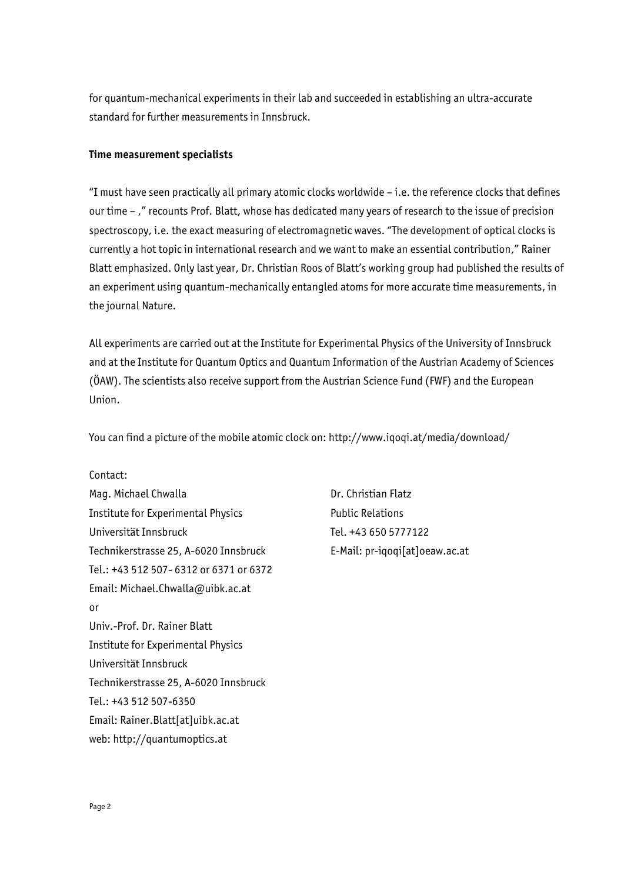for quantum-mechanical experiments in their lab and succeeded in establishing an ultra-accurate standard for further measurements in Innsbruck.

**Time measurement specialists**

"I must have seen practically all primary atomic clocks worldwide – i.e. the reference clocks that defines our time – ," recounts Prof. Blatt, whose has dedicated many years of research to the issue of precision spectroscopy, i.e. the exact measuring of electromagnetic waves. "The development of optical clocks is currently a hot topic in international research and we want to make an essential contribution," Rainer Blatt emphasized. Only last year, Dr. Christian Roos of Blatt's working group had published the results of an experiment using quantum-mechanically entangled atoms for more accurate time measurements, in the journal Nature.

All experiments are carried out at the Institute for Experimental Physics of the University of Innsbruck and at the Institute for Quantum Optics and Quantum Information of the Austrian Academy of Sciences (ÖAW). The scientists also receive support from the Austrian Science Fund (FWF) and the European Union.

You can find a picture of the mobile atomic clock on: http://www.iqoqi.at/media/download/

Contact:
Mag. Michael Chwalla
Institute for Experimental Physics
Universität Innsbruck
Technikerstrasse 25, A-6020 Innsbruck
Tel.: +43 512 507- 6312 or 6371 or 6372
Email: Michael.Chwalla@uibk.ac.at
or
Univ.-Prof. Dr. Rainer Blatt
Institute for Experimental Physics
Universität Innsbruck
Technikerstrasse 25, A-6020 Innsbruck
Tel.: +43 512 507-6350
Email: Rainer.Blatt[at]uibk.ac.at
web: http://quantumoptics.at

Dr. Christian Flatz
Public Relations
Tel. +43 650 5777122
E-Mail: pr-iqoqi[at]oeaw.ac.at